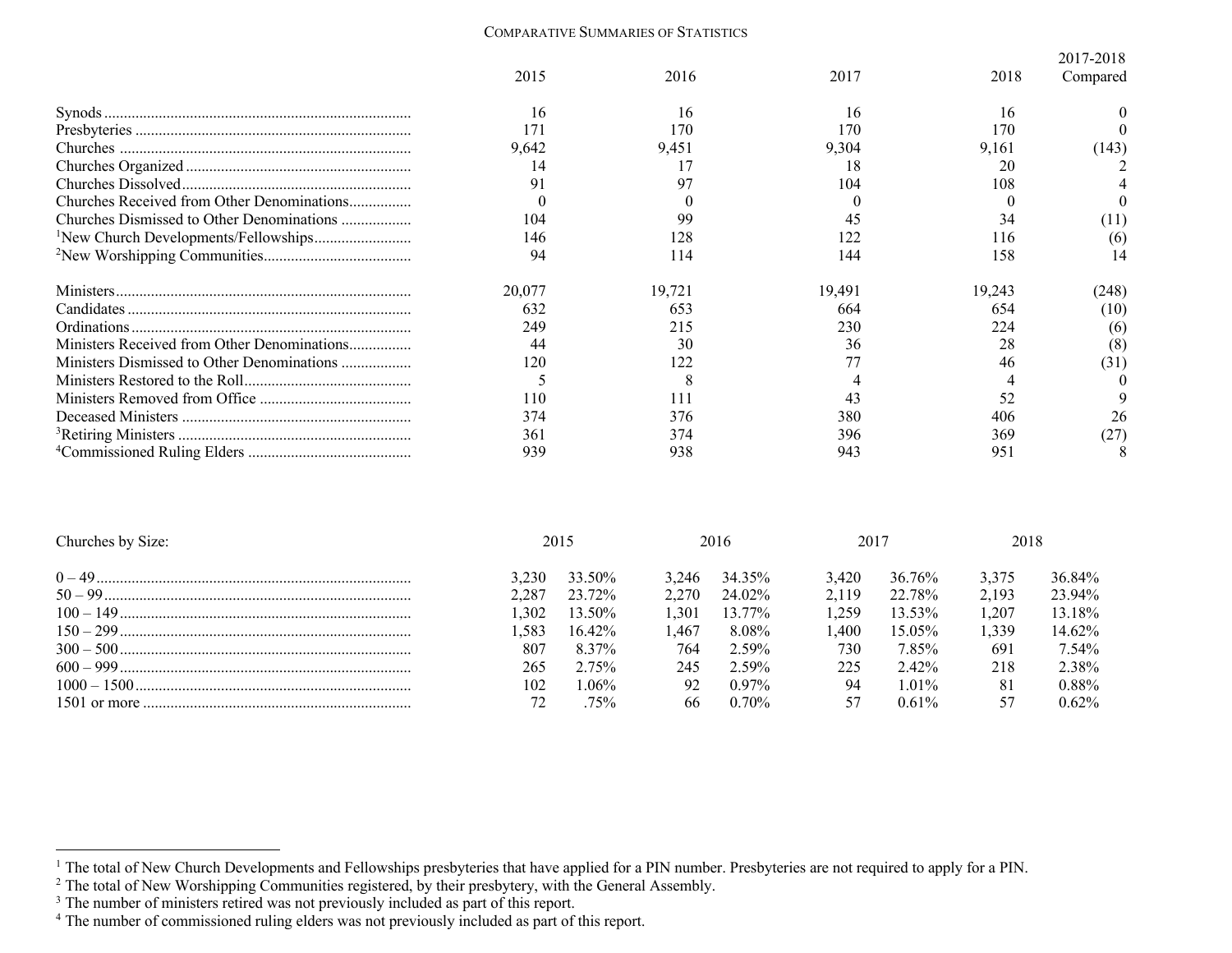# Comparative Summaries of Statistics

| | 2015 | 2016 | 2017 | 2018 | 2017-2018 Compared |
|---|---|---|---|---|---|
| Synods | 16 | 16 | 16 | 16 | 0 |
| Presbyteries | 171 | 170 | 170 | 170 | 0 |
| Churches | 9,642 | 9,451 | 9,304 | 9,161 | (143) |
| Churches Organized | 14 | 17 | 18 | 20 | 2 |
| Churches Dissolved | 91 | 97 | 104 | 108 | 4 |
| Churches Received from Other Denominations | 0 | 0 | 0 | 0 | 0 |
| Churches Dismissed to Other Denominations | 104 | 99 | 45 | 34 | (11) |
| [1]New Church Developments/Fellowships | 146 | 128 | 122 | 116 | (6) |
| [2]New Worshipping Communities | 94 | 114 | 144 | 158 | 14 |
| | | | | | |
| Ministers | 20,077 | 19,721 | 19,491 | 19,243 | (248) |
| Candidates | 632 | 653 | 664 | 654 | (10) |
| Ordinations | 249 | 215 | 230 | 224 | (6) |
| Ministers Received from Other Denominations | 44 | 30 | 36 | 28 | (8) |
| Ministers Dismissed to Other Denominations | 120 | 122 | 77 | 46 | (31) |
| Ministers Restored to the Roll | 5 | 8 | 4 | 4 | 0 |
| Ministers Removed from Office | 110 | 111 | 43 | 52 | 9 |
| Deceased Ministers | 374 | 376 | 380 | 406 | 26 |
| [3]Retiring Ministers | 361 | 374 | 396 | 369 | (27) |
| [4]Commissioned Ruling Elders | 939 | 938 | 943 | 951 | 8 |

| Churches by Size: | 2015 | | 2016 | | 2017 | | 2018 | |
|---|---|---|---|---|---|---|---|---|
| 0 – 49 | 3,230 | 33.50% | 3,246 | 34.35% | 3,420 | 36.76% | 3,375 | 36.84% |
| 50 – 99 | 2,287 | 23.72% | 2,270 | 24.02% | 2,119 | 22.78% | 2,193 | 23.94% |
| 100 – 149 | 1,302 | 13.50% | 1,301 | 13.77% | 1,259 | 13.53% | 1,207 | 13.18% |
| 150 – 299 | 1,583 | 16.42% | 1,467 | 8.08% | 1,400 | 15.05% | 1,339 | 14.62% |
| 300 – 500 | 807 | 8.37% | 764 | 2.59% | 730 | 7.85% | 691 | 7.54% |
| 600 – 999 | 265 | 2.75% | 245 | 2.59% | 225 | 2.42% | 218 | 2.38% |
| 1000 – 1500 | 102 | 1.06% | 92 | 0.97% | 94 | 1.01% | 81 | 0.88% |
| 1501 or more | 72 | .75% | 66 | 0.70% | 57 | 0.61% | 57 | 0.62% |

---

[1] The total of New Church Developments and Fellowships presbyteries that have applied for a PIN number. Presbyteries are not required to apply for a PIN.

[2] The total of New Worshipping Communities registered, by their presbytery, with the General Assembly.

[3] The number of ministers retired was not previously included as part of this report.

[4] The number of commissioned ruling elders was not previously included as part of this report.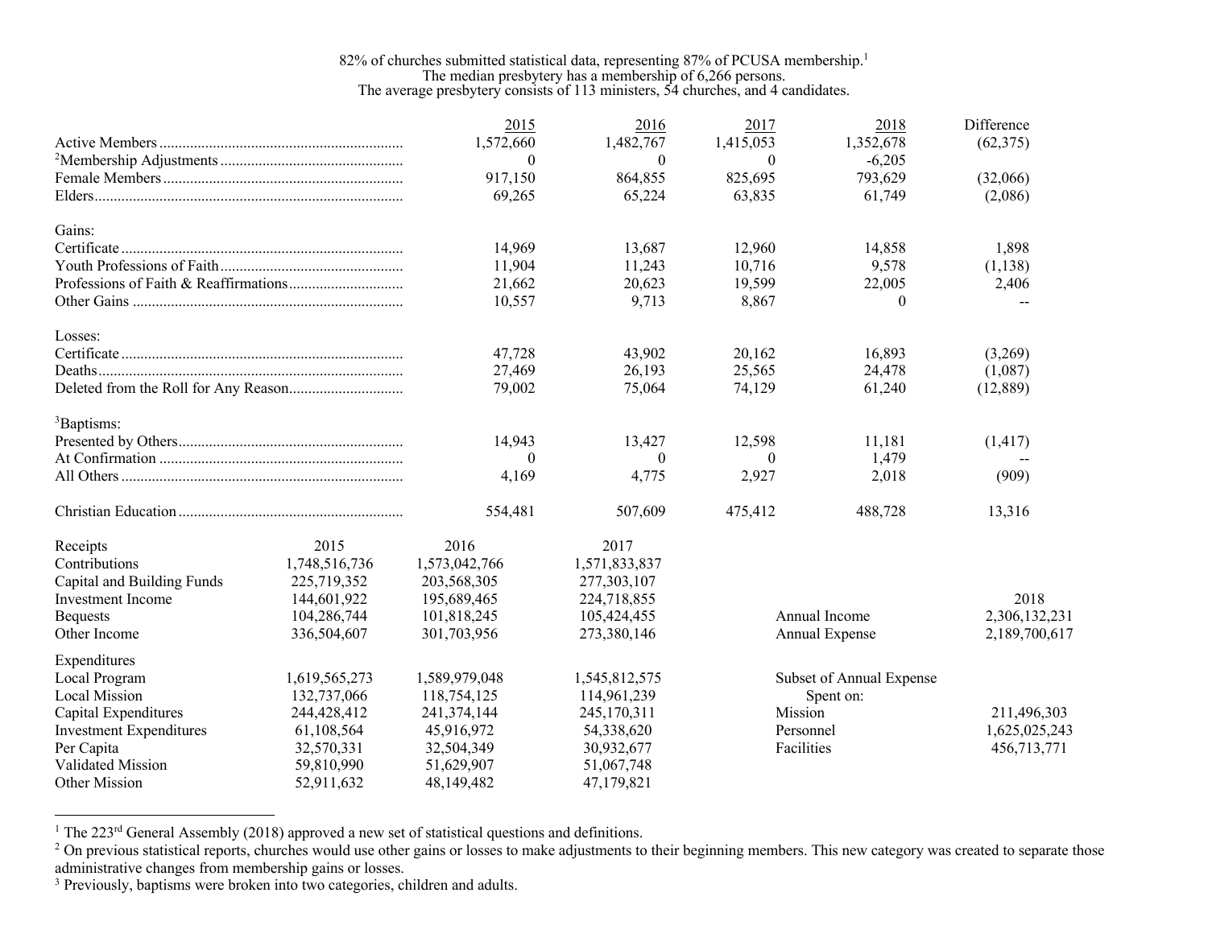82% of churches submitted statistical data, representing 87% of PCUSA membership.[1]
The median presbytery has a membership of 6,266 persons.
The average presbytery consists of 113 ministers, 54 churches, and 4 candidates.

| | 2015 | 2016 | 2017 | 2018 | Difference |
|---|---|---|---|---|---|
| Active Members | 1,572,660 | 1,482,767 | 1,415,053 | 1,352,678 | (62,375) |
| [2]Membership Adjustments | 0 | 0 | 0 | -6,205 | |
| Female Members | 917,150 | 864,855 | 825,695 | 793,629 | (32,066) |
| Elders | 69,265 | 65,224 | 63,835 | 61,749 | (2,086) |
| **Gains:** | | | | | |
| Certificate | 14,969 | 13,687 | 12,960 | 14,858 | 1,898 |
| Youth Professions of Faith | 11,904 | 11,243 | 10,716 | 9,578 | (1,138) |
| Professions of Faith & Reaffirmations | 21,662 | 20,623 | 19,599 | 22,005 | 2,406 |
| Other Gains | 10,557 | 9,713 | 8,867 | 0 | -- |
| **Losses:** | | | | | |
| Certificate | 47,728 | 43,902 | 20,162 | 16,893 | (3,269) |
| Deaths | 27,469 | 26,193 | 25,565 | 24,478 | (1,087) |
| Deleted from the Roll for Any Reason | 79,002 | 75,064 | 74,129 | 61,240 | (12,889) |
| **[3]Baptisms:** | | | | | |
| Presented by Others | 14,943 | 13,427 | 12,598 | 11,181 | (1,417) |
| At Confirmation | 0 | 0 | 0 | 1,479 | -- |
| All Others | 4,169 | 4,775 | 2,927 | 2,018 | (909) |
| Christian Education | 554,481 | 507,609 | 475,412 | 488,728 | 13,316 |

| Receipts | 2015 | 2016 | 2017 |
|---|---|---|---|
| Contributions | 1,748,516,736 | 1,573,042,766 | 1,571,833,837 |
| Capital and Building Funds | 225,719,352 | 203,568,305 | 277,303,107 |
| Investment Income | 144,601,922 | 195,689,465 | 224,718,855 |
| Bequests | 104,286,744 | 101,818,245 | 105,424,455 |
| Other Income | 336,504,607 | 301,703,956 | 273,380,146 |
| **Expenditures** | | | |
| Local Program | 1,619,565,273 | 1,589,979,048 | 1,545,812,575 |
| Local Mission | 132,737,066 | 118,754,125 | 114,961,239 |
| Capital Expenditures | 244,428,412 | 241,374,144 | 245,170,311 |
| Investment Expenditures | 61,108,564 | 45,916,972 | 54,338,620 |
| Per Capita | 32,570,331 | 32,504,349 | 30,932,677 |
| Validated Mission | 59,810,990 | 51,629,907 | 51,067,748 |
| Other Mission | 52,911,632 | 48,149,482 | 47,179,821 |

| | 2018 |
|---|---|
| Annual Income | 2,306,132,231 |
| Annual Expense | 2,189,700,617 |
| **Subset of Annual Expense Spent on:** | |
| Mission | 211,496,303 |
| Personnel | 1,625,025,243 |
| Facilities | 456,713,771 |

---

[1] The 223rd General Assembly (2018) approved a new set of statistical questions and definitions.
[2] On previous statistical reports, churches would use other gains or losses to make adjustments to their beginning members. This new category was created to separate those administrative changes from membership gains or losses.
[3] Previously, baptisms were broken into two categories, children and adults.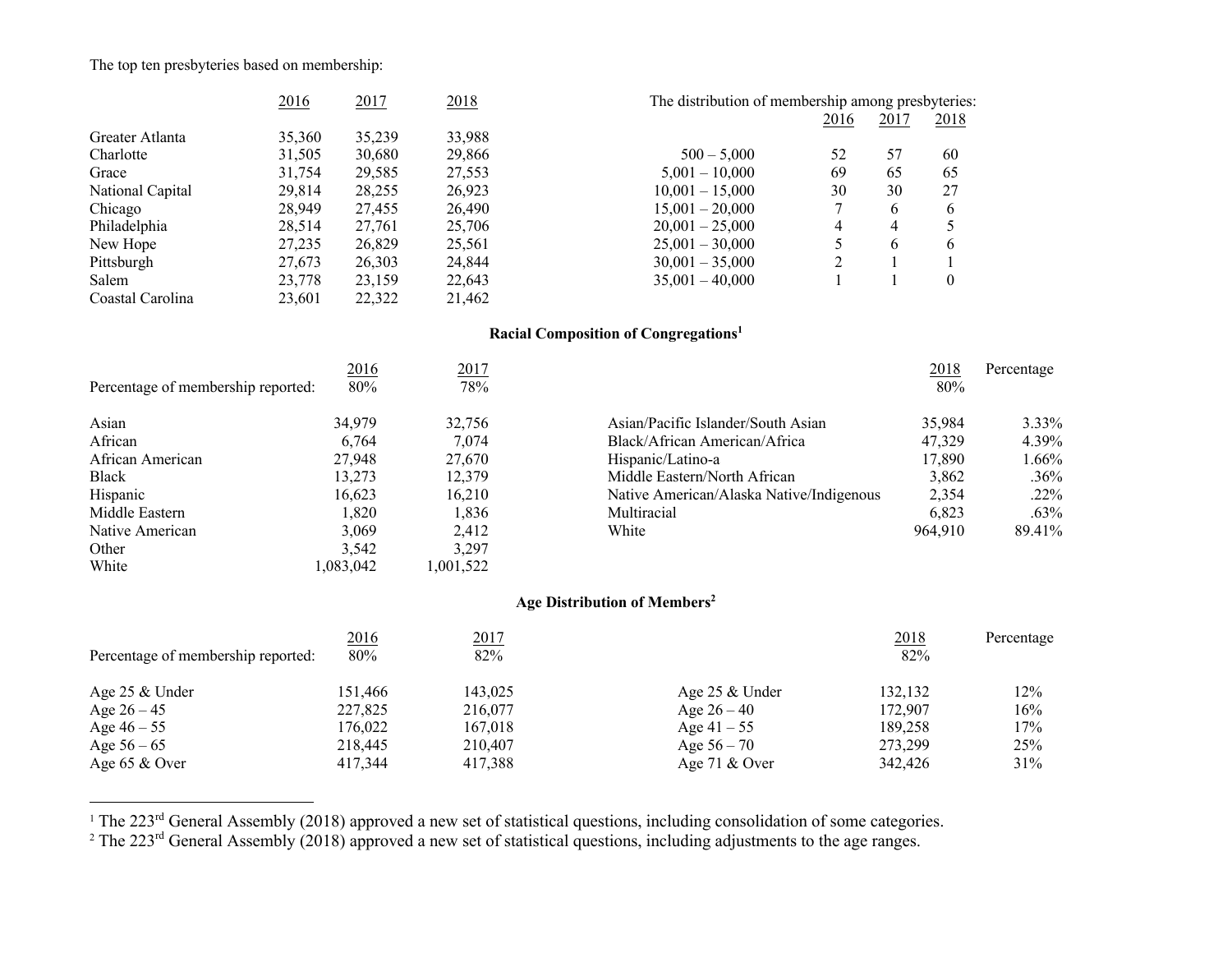The top ten presbyteries based on membership:

| | 2016 | 2017 | 2018 |
|---|---|---|---|
| Greater Atlanta | 35,360 | 35,239 | 33,988 |
| Charlotte | 31,505 | 30,680 | 29,866 |
| Grace | 31,754 | 29,585 | 27,553 |
| National Capital | 29,814 | 28,255 | 26,923 |
| Chicago | 28,949 | 27,455 | 26,490 |
| Philadelphia | 28,514 | 27,761 | 25,706 |
| New Hope | 27,235 | 26,829 | 25,561 |
| Pittsburgh | 27,673 | 26,303 | 24,844 |
| Salem | 23,778 | 23,159 | 22,643 |
| Coastal Carolina | 23,601 | 22,322 | 21,462 |

The distribution of membership among presbyteries:

| | 2016 | 2017 | 2018 |
|---|---|---|---|
| 500 – 5,000 | 52 | 57 | 60 |
| 5,001 – 10,000 | 69 | 65 | 65 |
| 10,001 – 15,000 | 30 | 30 | 27 |
| 15,001 – 20,000 | 7 | 6 | 6 |
| 20,001 – 25,000 | 4 | 4 | 5 |
| 25,001 – 30,000 | 5 | 6 | 6 |
| 30,001 – 35,000 | 2 | 1 | 1 |
| 35,001 – 40,000 | 1 | 1 | 0 |

## Racial Composition of Congregations[1]

| | 2016 | 2017 |
|---|---|---|
| Percentage of membership reported: | 80% | 78% |
| Asian | 34,979 | 32,756 |
| African | 6,764 | 7,074 |
| African American | 27,948 | 27,670 |
| Black | 13,273 | 12,379 |
| Hispanic | 16,623 | 16,210 |
| Middle Eastern | 1,820 | 1,836 |
| Native American | 3,069 | 2,412 |
| Other | 3,542 | 3,297 |
| White | 1,083,042 | 1,001,522 |

| | 2018 | Percentage |
|---|---|---|
| | 80% | |
| Asian/Pacific Islander/South Asian | 35,984 | 3.33% |
| Black/African American/Africa | 47,329 | 4.39% |
| Hispanic/Latino-a | 17,890 | 1.66% |
| Middle Eastern/North African | 3,862 | .36% |
| Native American/Alaska Native/Indigenous | 2,354 | .22% |
| Multiracial | 6,823 | .63% |
| White | 964,910 | 89.41% |

## Age Distribution of Members[2]

| | 2016 | 2017 |
|---|---|---|
| Percentage of membership reported: | 80% | 82% |
| Age 25 & Under | 151,466 | 143,025 |
| Age 26 – 45 | 227,825 | 216,077 |
| Age 46 – 55 | 176,022 | 167,018 |
| Age 56 – 65 | 218,445 | 210,407 |
| Age 65 & Over | 417,344 | 417,388 |

| | 2018 | Percentage |
|---|---|---|
| | 82% | |
| Age 25 & Under | 132,132 | 12% |
| Age 26 – 40 | 172,907 | 16% |
| Age 41 – 55 | 189,258 | 17% |
| Age 56 – 70 | 273,299 | 25% |
| Age 71 & Over | 342,426 | 31% |

---

[1] The 223rd General Assembly (2018) approved a new set of statistical questions, including consolidation of some categories.

[2] The 223rd General Assembly (2018) approved a new set of statistical questions, including adjustments to the age ranges.